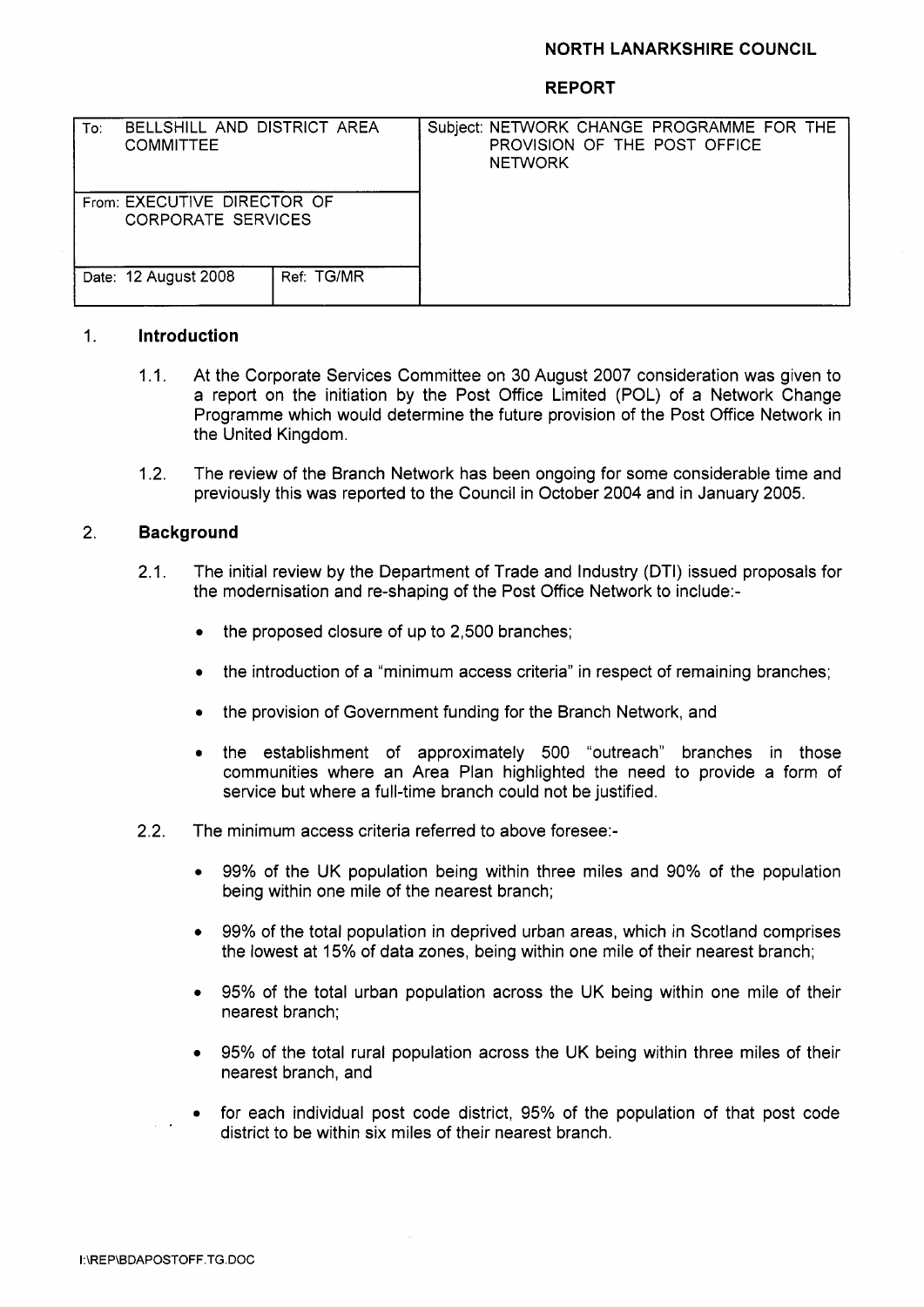**NORTH LANARKSHIRE COUNCIL**

**REPORT**

| To: BELLSHILL AND DISTRICT AREA COMMITTEE | | Subject: NETWORK CHANGE PROGRAMME FOR THE PROVISION OF THE POST OFFICE NETWORK |
|---|---|---|
| From: EXECUTIVE DIRECTOR OF CORPORATE SERVICES | | |
| Date: 12 August 2008 | Ref: TG/MR | |

## 1. Introduction

1.1. At the Corporate Services Committee on 30 August 2007 consideration was given to a report on the initiation by the Post Office Limited (POL) of a Network Change Programme which would determine the future provision of the Post Office Network in the United Kingdom.

1.2. The review of the Branch Network has been ongoing for some considerable time and previously this was reported to the Council in October 2004 and in January 2005.

## 2. Background

2.1. The initial review by the Department of Trade and Industry (DTI) issued proposals for the modernisation and re-shaping of the Post Office Network to include:-

- the proposed closure of up to 2,500 branches;
- the introduction of a "minimum access criteria" in respect of remaining branches;
- the provision of Government funding for the Branch Network, and
- the establishment of approximately 500 "outreach" branches in those communities where an Area Plan highlighted the need to provide a form of service but where a full-time branch could not be justified.

2.2. The minimum access criteria referred to above foresee:-

- 99% of the UK population being within three miles and 90% of the population being within one mile of the nearest branch;
- 99% of the total population in deprived urban areas, which in Scotland comprises the lowest at 15% of data zones, being within one mile of their nearest branch;
- 95% of the total urban population across the UK being within one mile of their nearest branch;
- 95% of the total rural population across the UK being within three miles of their nearest branch, and
- for each individual post code district, 95% of the population of that post code district to be within six miles of their nearest branch.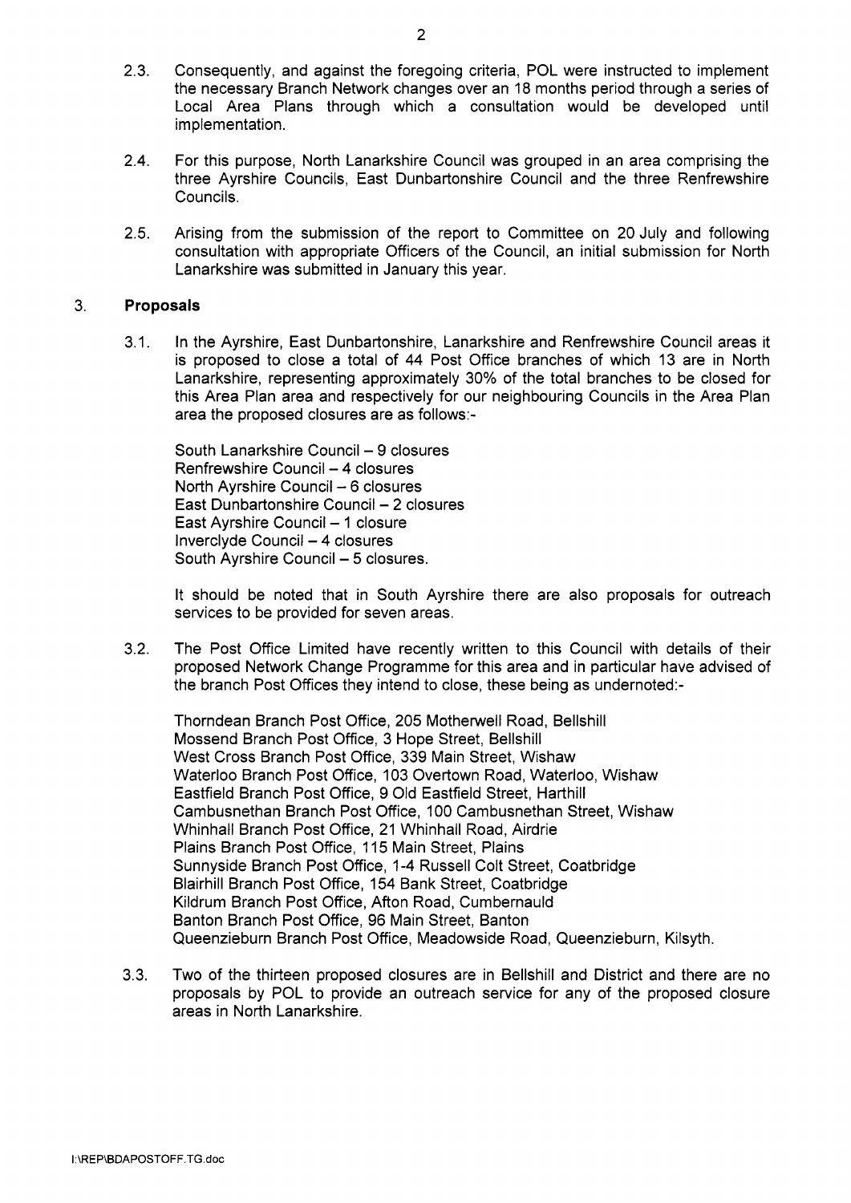2.3. Consequently, and against the foregoing criteria, POL were instructed to implement the necessary Branch Network changes over an 18 months period through a series of Local Area Plans through which a consultation would be developed until implementation.

2.4. For this purpose, North Lanarkshire Council was grouped in an area comprising the three Ayrshire Councils, East Dunbartonshire Council and the three Renfrewshire Councils.

2.5. Arising from the submission of the report to Committee on 20 July and following consultation with appropriate Officers of the Council, an initial submission for North Lanarkshire was submitted in January this year.

## 3. Proposals

3.1. In the Ayrshire, East Dunbartonshire, Lanarkshire and Renfrewshire Council areas it is proposed to close a total of 44 Post Office branches of which 13 are in North Lanarkshire, representing approximately 30% of the total branches to be closed for this Area Plan area and respectively for our neighbouring Councils in the Area Plan area the proposed closures are as follows:-

South Lanarkshire Council – 9 closures
Renfrewshire Council – 4 closures
North Ayrshire Council – 6 closures
East Dunbartonshire Council – 2 closures
East Ayrshire Council – 1 closure
Inverclyde Council – 4 closures
South Ayrshire Council – 5 closures.

It should be noted that in South Ayrshire there are also proposals for outreach services to be provided for seven areas.

3.2. The Post Office Limited have recently written to this Council with details of their proposed Network Change Programme for this area and in particular have advised of the branch Post Offices they intend to close, these being as undernoted:-

Thorndean Branch Post Office, 205 Motherwell Road, Bellshill
Mossend Branch Post Office, 3 Hope Street, Bellshill
West Cross Branch Post Office, 339 Main Street, Wishaw
Waterloo Branch Post Office, 103 Overtown Road, Waterloo, Wishaw
Eastfield Branch Post Office, 9 Old Eastfield Street, Harthill
Cambusnethan Branch Post Office, 100 Cambusnethan Street, Wishaw
Whinhall Branch Post Office, 21 Whinhall Road, Airdrie
Plains Branch Post Office, 115 Main Street, Plains
Sunnyside Branch Post Office, 1-4 Russell Colt Street, Coatbridge
Blairhill Branch Post Office, 154 Bank Street, Coatbridge
Kildrum Branch Post Office, Afton Road, Cumbernauld
Banton Branch Post Office, 96 Main Street, Banton
Queenzieburn Branch Post Office, Meadowside Road, Queenzieburn, Kilsyth.

3.3. Two of the thirteen proposed closures are in Bellshill and District and there are no proposals by POL to provide an outreach service for any of the proposed closure areas in North Lanarkshire.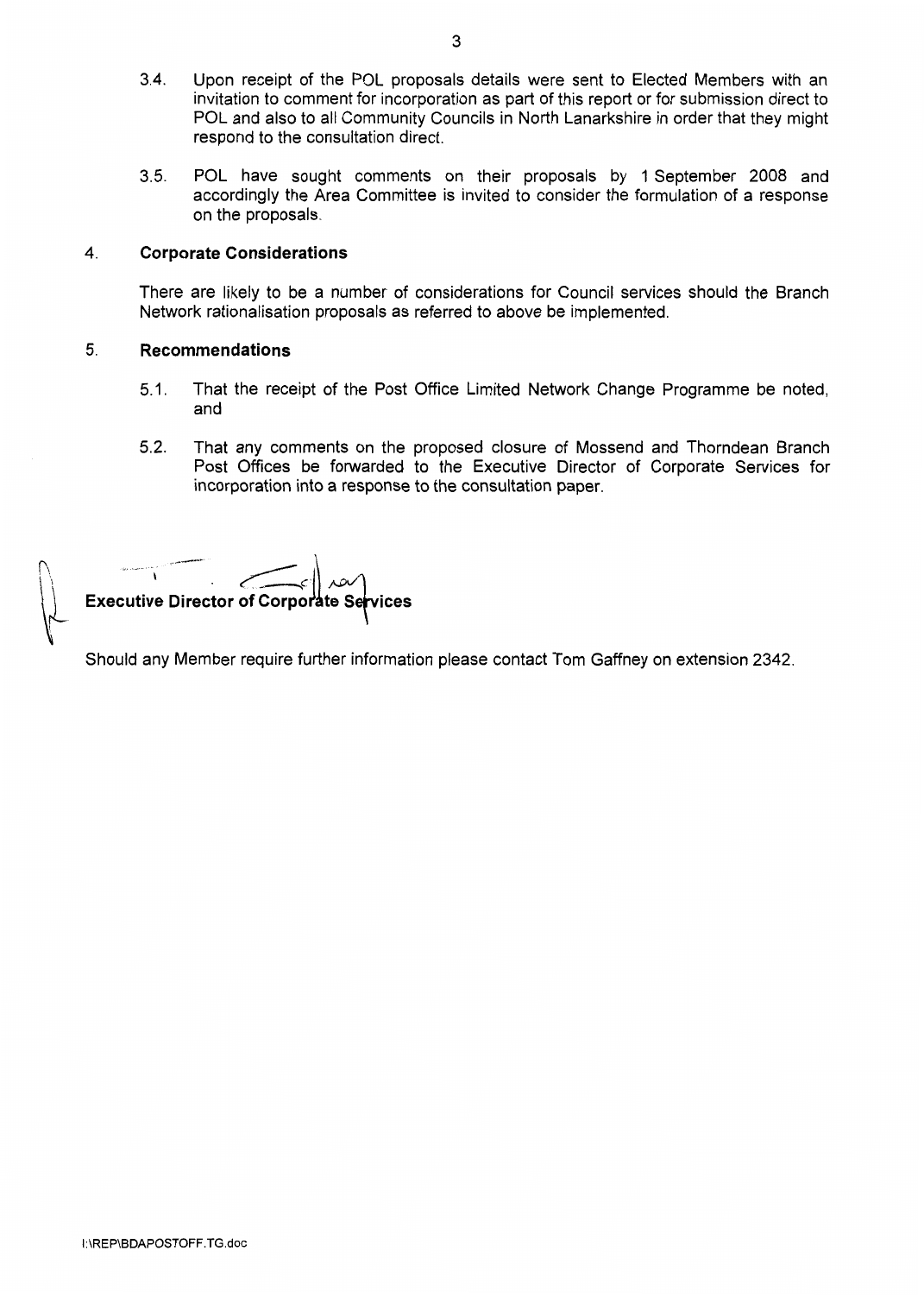3.4. Upon receipt of the POL proposals details were sent to Elected Members with an invitation to comment for incorporation as part of this report or for submission direct to POL and also to all Community Councils in North Lanarkshire in order that they might respond to the consultation direct.

3.5. POL have sought comments on their proposals by 1 September 2008 and accordingly the Area Committee is invited to consider the formulation of a response on the proposals.

## 4. Corporate Considerations

There are likely to be a number of considerations for Council services should the Branch Network rationalisation proposals as referred to above be implemented.

## 5. Recommendations

5.1. That the receipt of the Post Office Limited Network Change Programme be noted, and

5.2. That any comments on the proposed closure of Mossend and Thorndean Branch Post Offices be forwarded to the Executive Director of Corporate Services for incorporation into a response to the consultation paper.

**Executive Director of Corporate Services**

Should any Member require further information please contact Tom Gaffney on extension 2342.

I:\REP\BDAPOSTOFF.TG.doc